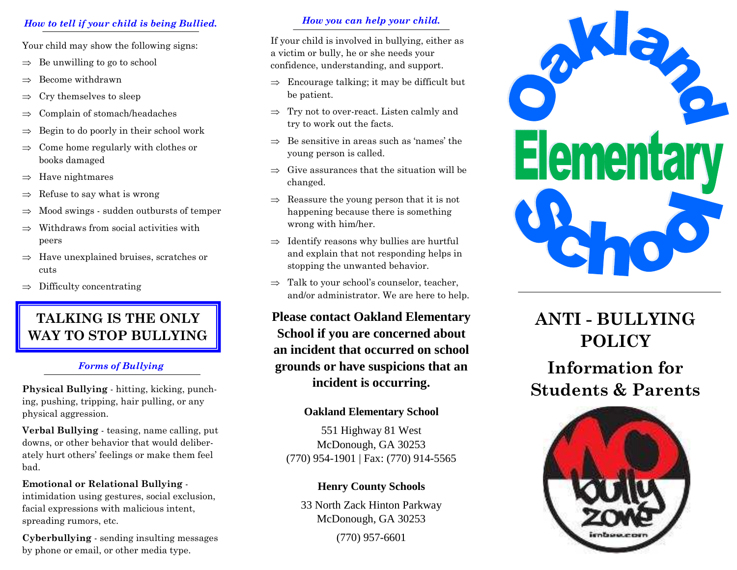### *How to tell if your child is being Bullied.*

Your child may show the following signs:

- ⇒ Be unwilling to go to school
- ⇒ Become withdrawn
- ⇒ Cry themselves to sleep
- ⇒ Complain of stomach/headaches
- ⇒ Begin to do poorly in their school work
- ⇒ Come home regularly with clothes or books damaged
- ⇒ Have nightmares
- ⇒ Refuse to say what is wrong
- ⇒ Mood swings - sudden outbursts of temper
- ⇒ Withdraws from social activities with peers
- ⇒ Have unexplained bruises, scratches or cuts
- ⇒ Difficulty concentrating

**TALKING IS THE ONLY WAY TO STOP BULLYING**

### *Forms of Bullying*

**Physical Bullying** - hitting, kicking, punching, pushing, tripping, hair pulling, or any physical aggression.

**Verbal Bullying** - teasing, name calling, put downs, or other behavior that would deliberately hurt others' feelings or make them feel bad.

**Emotional or Relational Bullying** - intimidation using gestures, social exclusion, facial expressions with malicious intent, spreading rumors, etc.

**Cyberbullying** - sending insulting messages by phone or email, or other media type.

### *How you can help your child.*

If your child is involved in bullying, either as a victim or bully, he or she needs your confidence, understanding, and support.

- ⇒ Encourage talking; it may be difficult but be patient.
- ⇒ Try not to over-react. Listen calmly and try to work out the facts.
- ⇒ Be sensitive in areas such as 'names' the young person is called.
- ⇒ Give assurances that the situation will be changed.
- ⇒ Reassure the young person that it is not happening because there is something wrong with him/her.
- ⇒ Identify reasons why bullies are hurtful and explain that not responding helps in stopping the unwanted behavior.
- ⇒ Talk to your school's counselor, teacher, and/or administrator. We are here to help.

**Please contact Oakland Elementary School if you are concerned about an incident that occurred on school grounds or have suspicions that an incident is occurring.**

**Oakland Elementary School**

551 Highway 81 West
McDonough, GA 30253
(770) 954-1901 | Fax: (770) 914-5565

**Henry County Schools**

33 North Zack Hinton Parkway
McDonough, GA 30253
(770) 957-6601

# Oakland Elementary School

# ANTI - BULLYING POLICY

## Information for Students & Parents

NO bully zone
imbee.com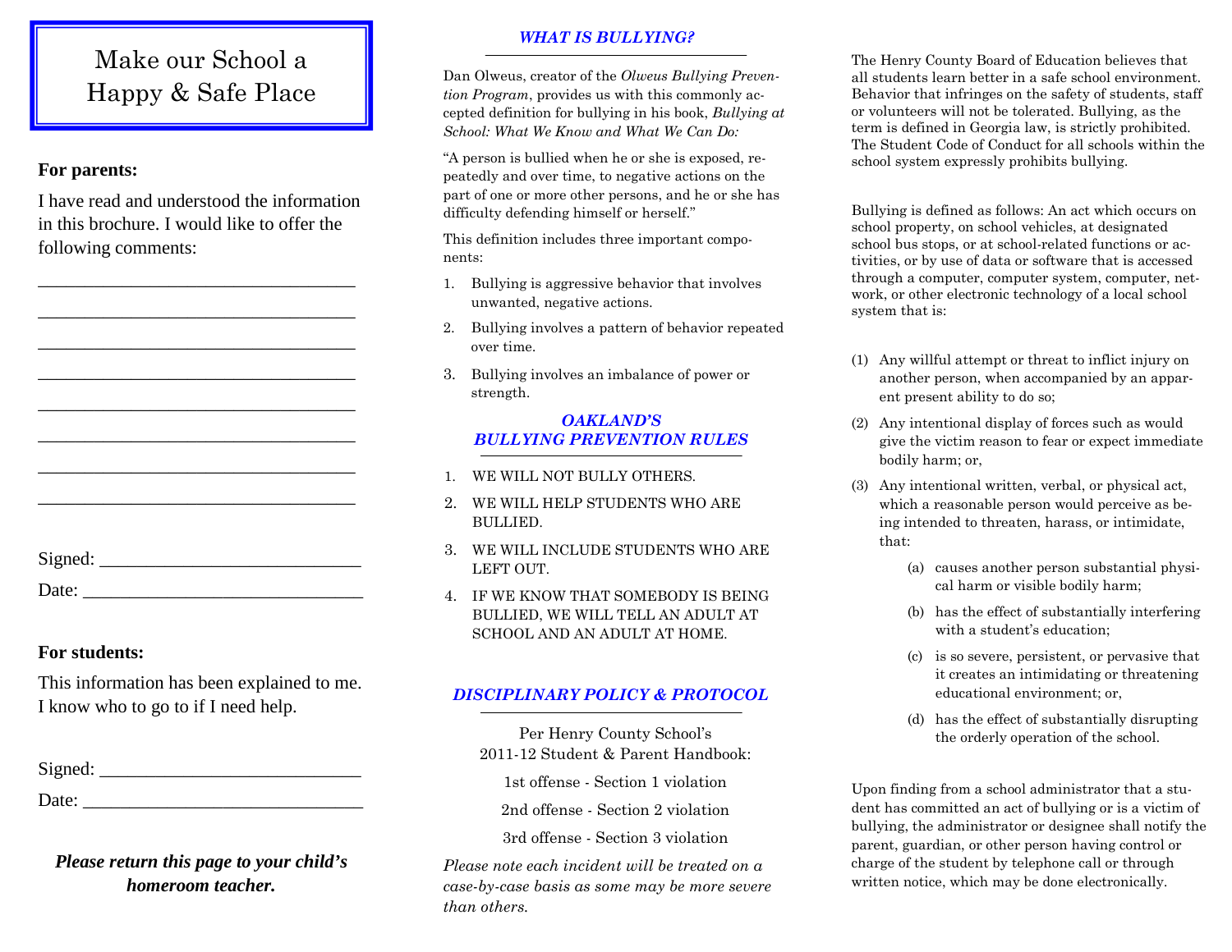# Make our School a Happy & Safe Place

**For parents:**

I have read and understood the information in this brochure. I would like to offer the following comments:

\_\_\_\_\_\_\_\_\_\_\_\_\_\_\_\_\_\_\_\_\_\_\_\_\_\_\_\_\_\_\_\_\_\_\_\_\_

\_\_\_\_\_\_\_\_\_\_\_\_\_\_\_\_\_\_\_\_\_\_\_\_\_\_\_\_\_\_\_\_\_\_\_\_\_

\_\_\_\_\_\_\_\_\_\_\_\_\_\_\_\_\_\_\_\_\_\_\_\_\_\_\_\_\_\_\_\_\_\_\_\_\_

\_\_\_\_\_\_\_\_\_\_\_\_\_\_\_\_\_\_\_\_\_\_\_\_\_\_\_\_\_\_\_\_\_\_\_\_\_

\_\_\_\_\_\_\_\_\_\_\_\_\_\_\_\_\_\_\_\_\_\_\_\_\_\_\_\_\_\_\_\_\_\_\_\_\_

\_\_\_\_\_\_\_\_\_\_\_\_\_\_\_\_\_\_\_\_\_\_\_\_\_\_\_\_\_\_\_\_\_\_\_\_\_

\_\_\_\_\_\_\_\_\_\_\_\_\_\_\_\_\_\_\_\_\_\_\_\_\_\_\_\_\_\_\_\_\_\_\_\_\_

\_\_\_\_\_\_\_\_\_\_\_\_\_\_\_\_\_\_\_\_\_\_\_\_\_\_\_\_\_\_\_\_\_\_\_\_\_

Signed: \_\_\_\_\_\_\_\_\_\_\_\_\_\_\_\_\_\_\_\_\_\_\_\_\_\_\_\_\_\_

Date: \_\_\_\_\_\_\_\_\_\_\_\_\_\_\_\_\_\_\_\_\_\_\_\_\_\_\_\_\_\_\_\_

**For students:**

This information has been explained to me. I know who to go to if I need help.

Signed: \_\_\_\_\_\_\_\_\_\_\_\_\_\_\_\_\_\_\_\_\_\_\_\_\_\_\_\_\_\_

Date: \_\_\_\_\_\_\_\_\_\_\_\_\_\_\_\_\_\_\_\_\_\_\_\_\_\_\_\_\_\_\_\_

***Please return this page to your child's homeroom teacher.***

## *WHAT IS BULLYING?*

Dan Olweus, creator of the *Olweus Bullying Prevention Program*, provides us with this commonly accepted definition for bullying in his book, *Bullying at School: What We Know and What We Can Do:*

"A person is bullied when he or she is exposed, repeatedly and over time, to negative actions on the part of one or more other persons, and he or she has difficulty defending himself or herself."

This definition includes three important components:

1. Bullying is aggressive behavior that involves unwanted, negative actions.
2. Bullying involves a pattern of behavior repeated over time.
3. Bullying involves an imbalance of power or strength.

## *OAKLAND'S BULLYING PREVENTION RULES*

1. WE WILL NOT BULLY OTHERS.
2. WE WILL HELP STUDENTS WHO ARE BULLIED.
3. WE WILL INCLUDE STUDENTS WHO ARE LEFT OUT.
4. IF WE KNOW THAT SOMEBODY IS BEING BULLIED, WE WILL TELL AN ADULT AT SCHOOL AND AN ADULT AT HOME.

## *DISCIPLINARY POLICY & PROTOCOL*

Per Henry County School's 2011-12 Student & Parent Handbook:

1st offense - Section 1 violation

2nd offense - Section 2 violation

3rd offense - Section 3 violation

*Please note each incident will be treated on a case-by-case basis as some may be more severe than others.*

The Henry County Board of Education believes that all students learn better in a safe school environment. Behavior that infringes on the safety of students, staff or volunteers will not be tolerated. Bullying, as the term is defined in Georgia law, is strictly prohibited. The Student Code of Conduct for all schools within the school system expressly prohibits bullying.

Bullying is defined as follows: An act which occurs on school property, on school vehicles, at designated school bus stops, or at school-related functions or activities, or by use of data or software that is accessed through a computer, computer system, computer, network, or other electronic technology of a local school system that is:

(1) Any willful attempt or threat to inflict injury on another person, when accompanied by an apparent present ability to do so;

(2) Any intentional display of forces such as would give the victim reason to fear or expect immediate bodily harm; or,

(3) Any intentional written, verbal, or physical act, which a reasonable person would perceive as being intended to threaten, harass, or intimidate, that:

- (a) causes another person substantial physical harm or visible bodily harm;
- (b) has the effect of substantially interfering with a student's education;
- (c) is so severe, persistent, or pervasive that it creates an intimidating or threatening educational environment; or,
- (d) has the effect of substantially disrupting the orderly operation of the school.

Upon finding from a school administrator that a student has committed an act of bullying or is a victim of bullying, the administrator or designee shall notify the parent, guardian, or other person having control or charge of the student by telephone call or through written notice, which may be done electronically.